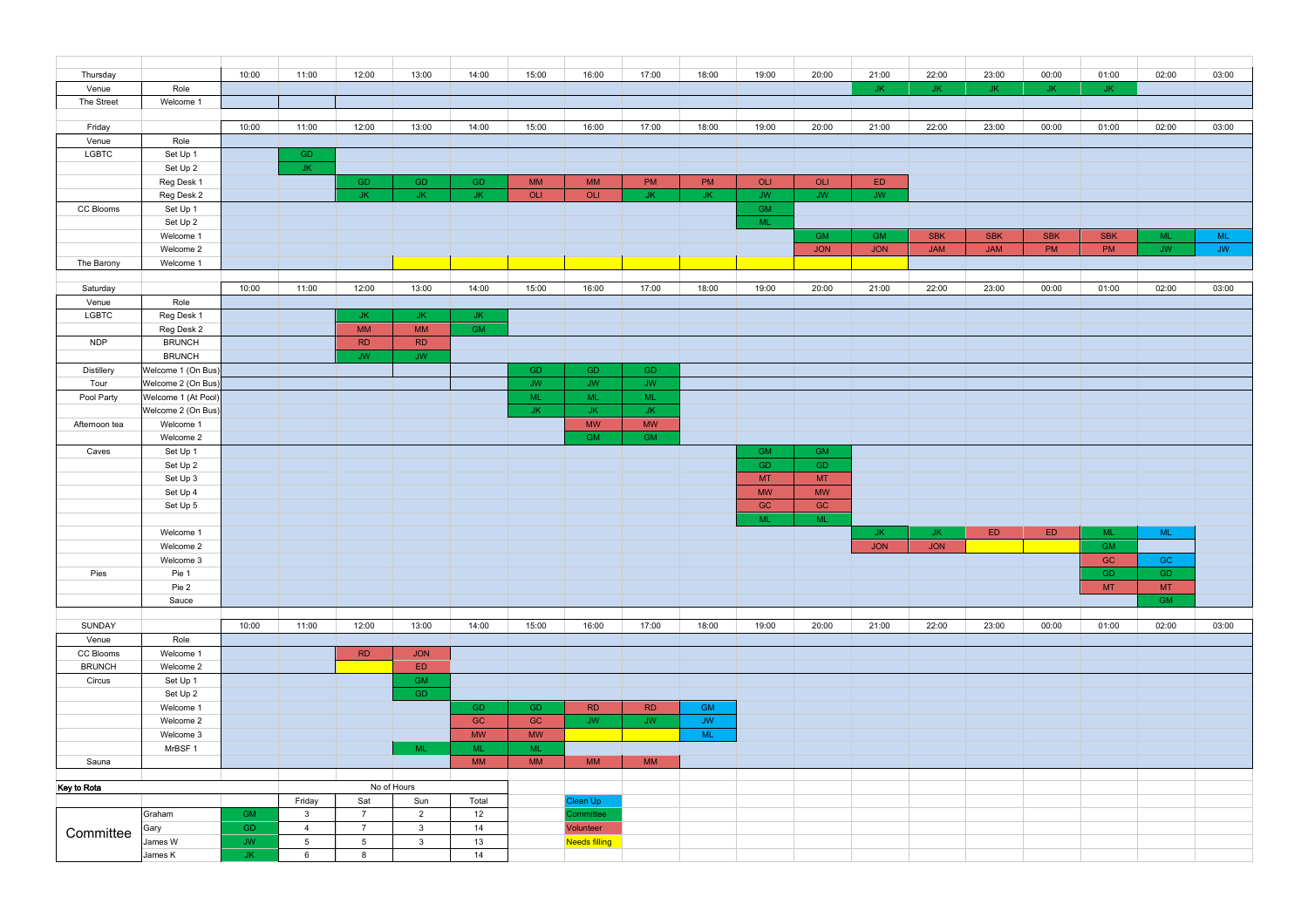| Thursday | | 10:00 | 11:00 | 12:00 | 13:00 | 14:00 | 15:00 | 16:00 | 17:00 | 18:00 | 19:00 | 20:00 | 21:00 | 22:00 | 23:00 | 00:00 | 01:00 | 02:00 | 03:00 |
|---|---|---|---|---|---|---|---|---|---|---|---|---|---|---|---|---|---|---|---|
| Venue | Role | | | | | | | | | | | | JK | JK | JK | JK | JK | | |
| The Street | Welcome 1 | | | | | | | | | | | | | | | | | | |

| Friday | | 10:00 | 11:00 | 12:00 | 13:00 | 14:00 | 15:00 | 16:00 | 17:00 | 18:00 | 19:00 | 20:00 | 21:00 | 22:00 | 23:00 | 00:00 | 01:00 | 02:00 | 03:00 |
|---|---|---|---|---|---|---|---|---|---|---|---|---|---|---|---|---|---|---|---|
| Venue | Role | | | | | | | | | | | | | | | | | | |
| LGBTC | Set Up 1 | | GD | | | | | | | | | | | | | | | | |
| | Set Up 2 | | JK | | | | | | | | | | | | | | | | |
| | Reg Desk 1 | | | GD | GD | GD | MM | MM | PM | PM | OLI | OLI | ED | | | | | | |
| | Reg Desk 2 | | | JK | JK | JK | OLI | OLI | JK | JK | JW | JW | JW | | | | | | |
| CC Blooms | Set Up 1 | | | | | | | | | | GM | | | | | | | | |
| | Set Up 2 | | | | | | | | | | ML | | | | | | | | |
| | Welcome 1 | | | | | | | | | | | GM | GM | SBK | SBK | SBK | SBK | ML | ML |
| | Welcome 2 | | | | | | | | | | | JON | JON | JAM | JAM | PM | PM | JW | JW |
| The Barony | Welcome 1 | | | | | | | | | | | | | | | | | | |

| Saturday | | 10:00 | 11:00 | 12:00 | 13:00 | 14:00 | 15:00 | 16:00 | 17:00 | 18:00 | 19:00 | 20:00 | 21:00 | 22:00 | 23:00 | 00:00 | 01:00 | 02:00 | 03:00 |
|---|---|---|---|---|---|---|---|---|---|---|---|---|---|---|---|---|---|---|---|
| Venue | Role | | | | | | | | | | | | | | | | | | |
| LGBTC | Reg Desk 1 | | | JK | JK | JK | | | | | | | | | | | | | |
| | Reg Desk 2 | | | MM | MM | GM | | | | | | | | | | | | | |
| NDP | BRUNCH | | | RD | RD | | | | | | | | | | | | | | |
| | BRUNCH | | | JW | JW | | | | | | | | | | | | | | |
| Distillery | Welcome 1 (On Bus) | | | | | | GD | GD | GD | | | | | | | | | | |
| Tour | Welcome 2 (On Bus) | | | | | | JW | JW | JW | | | | | | | | | | |
| Pool Party | Welcome 1 (At Pool) | | | | | | ML | ML | ML | | | | | | | | | | |
| | Welcome 2 (On Bus) | | | | | | JK | JK | JK | | | | | | | | | | |
| Afternoon tea | Welcome 1 | | | | | | | MW | MW | | | | | | | | | | |
| | Welcome 2 | | | | | | | GM | GM | | | | | | | | | | |
| Caves | Set Up 1 | | | | | | | | | | GM | GM | | | | | | | |
| | Set Up 2 | | | | | | | | | | GD | GD | | | | | | | |
| | Set Up 3 | | | | | | | | | | MT | MT | | | | | | | |
| | Set Up 4 | | | | | | | | | | MW | MW | | | | | | | |
| | Set Up 5 | | | | | | | | | | GC | GC | | | | | | | |
| | | | | | | | | | | | ML | ML | | | | | | | |
| | Welcome 1 | | | | | | | | | | | | JK | JK | ED | ED | ML | ML | |
| | Welcome 2 | | | | | | | | | | | | JON | JON | | | GM | | |
| | Welcome 3 | | | | | | | | | | | | | | | | GC | GC | |
| Pies | Pie 1 | | | | | | | | | | | | | | | | GD | GD | |
| | Pie 2 | | | | | | | | | | | | | | | | MT | MT | |
| | Sauce | | | | | | | | | | | | | | | | | GM | |

| SUNDAY | | 10:00 | 11:00 | 12:00 | 13:00 | 14:00 | 15:00 | 16:00 | 17:00 | 18:00 | 19:00 | 20:00 | 21:00 | 22:00 | 23:00 | 00:00 | 01:00 | 02:00 | 03:00 |
|---|---|---|---|---|---|---|---|---|---|---|---|---|---|---|---|---|---|---|---|
| Venue | Role | | | | | | | | | | | | | | | | | | |
| CC Blooms | Welcome 1 | | | RD | JON | | | | | | | | | | | | | | |
| BRUNCH | Welcome 2 | | | | ED | | | | | | | | | | | | | | |
| Circus | Set Up 1 | | | | GM | | | | | | | | | | | | | | |
| | Set Up 2 | | | | GD | | | | | | | | | | | | | | |
| | Welcome 1 | | | | | GD | GD | RD | RD | GM | | | | | | | | | |
| | Welcome 2 | | | | | GC | GC | JW | JW | JW | | | | | | | | | |
| | Welcome 3 | | | | | MW | MW | | | ML | | | | | | | | | |
| | MrBSF 1 | | | | ML | ML | ML | | | | | | | | | | | | |
| Sauna | | | | | | MM | MM | MM | MM | | | | | | | | | | |

**Key to Rota**

| | | | No of Hours | | | |
|---|---|---|---|---|---|---|
| | | | Friday | Sat | Sun | Total |
| Committee | Graham | GM | 3 | 7 | 2 | 12 |
| | Gary | GD | 4 | 7 | 3 | 14 |
| | James W | JW | 5 | 5 | 3 | 13 |
| | James K | JK | 6 | 8 | | 14 |

- Clean Up
- Committee
- Volunteer
- Needs filling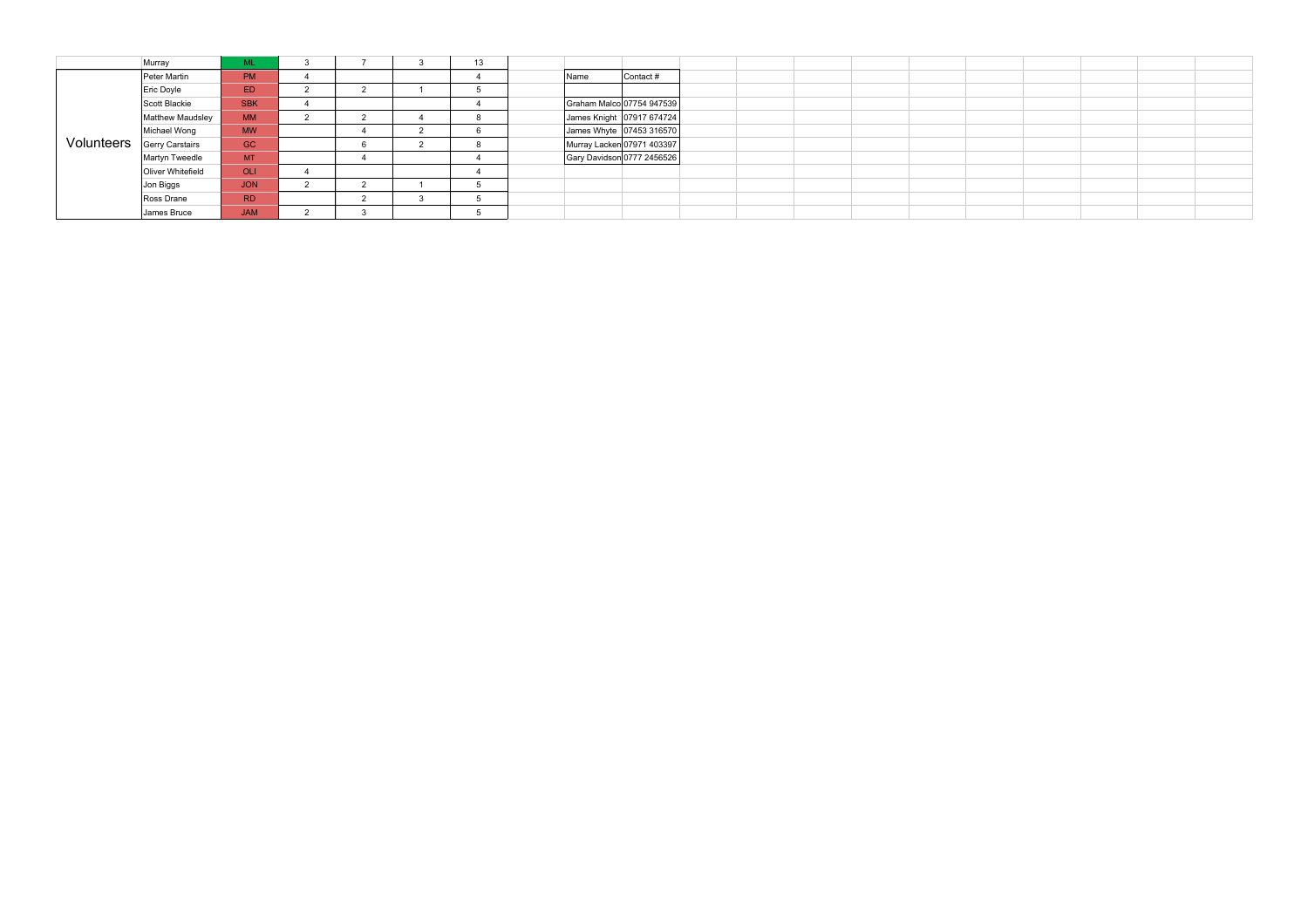| | | | | | | | |
|---|---|---|---|---|---|---|---|
| | Murray | ML | 3 | 7 | 3 | 13 | |
| Volunteers | Peter Martin | PM | 4 | | | 4 | |
| | Eric Doyle | ED | 2 | 2 | 1 | 5 | |
| | Scott Blackie | SBK | 4 | | | 4 | |
| | Matthew Maudsley | MM | 2 | 2 | 4 | 8 | |
| | Michael Wong | MW | | 4 | 2 | 6 | |
| | Gerry Carstairs | GC | | 6 | 2 | 8 | |
| | Martyn Tweedle | MT | | 4 | | 4 | |
| | Oliver Whitefield | OLI | 4 | | | 4 | |
| | Jon Biggs | JON | 2 | 2 | 1 | 5 | |
| | Ross Drane | RD | | 2 | 3 | 5 | |
| | James Bruce | JAM | 2 | 3 | | 5 | |

| Name | Contact # |
|---|---|
| | |
| Graham Malco | 07754 947539 |
| James Knight | 07917 674724 |
| James Whyte | 07453 316570 |
| Murray Lacken | 07971 403397 |
| Gary Davidson | 0777 2456526 |